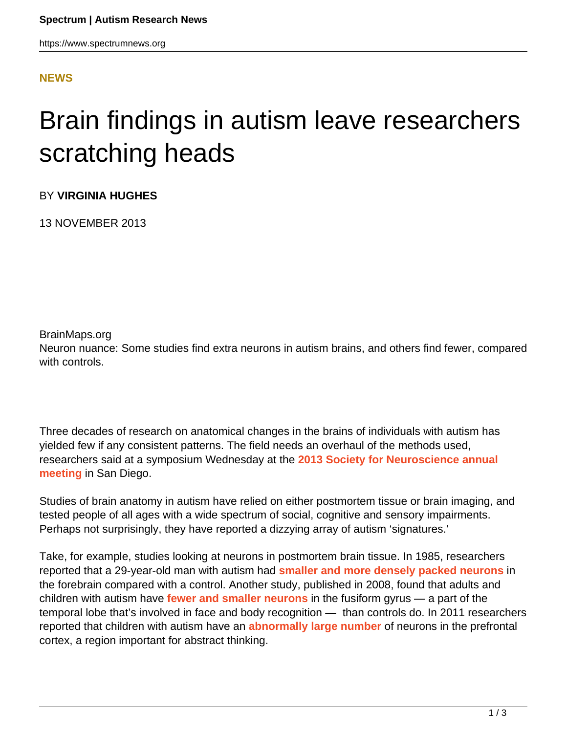**NEWS**

# Brain findings in autism leave researchers scratching heads

BY **VIRGINIA HUGHES**

13 NOVEMBER 2013

BrainMaps.org
Neuron nuance: Some studies find extra neurons in autism brains, and others find fewer, compared with controls.

Three decades of research on anatomical changes in the brains of individuals with autism has yielded few if any consistent patterns. The field needs an overhaul of the methods used, researchers said at a symposium Wednesday at the **2013 Society for Neuroscience annual meeting** in San Diego.

Studies of brain anatomy in autism have relied on either postmortem tissue or brain imaging, and tested people of all ages with a wide spectrum of social, cognitive and sensory impairments. Perhaps not surprisingly, they have reported a dizzying array of autism 'signatures.'

Take, for example, studies looking at neurons in postmortem brain tissue. In 1985, researchers reported that a 29-year-old man with autism had **smaller and more densely packed neurons** in the forebrain compared with a control. Another study, published in 2008, found that adults and children with autism have **fewer and smaller neurons** in the fusiform gyrus — a part of the temporal lobe that's involved in face and body recognition — than controls do. In 2011 researchers reported that children with autism have an **abnormally large number** of neurons in the prefrontal cortex, a region important for abstract thinking.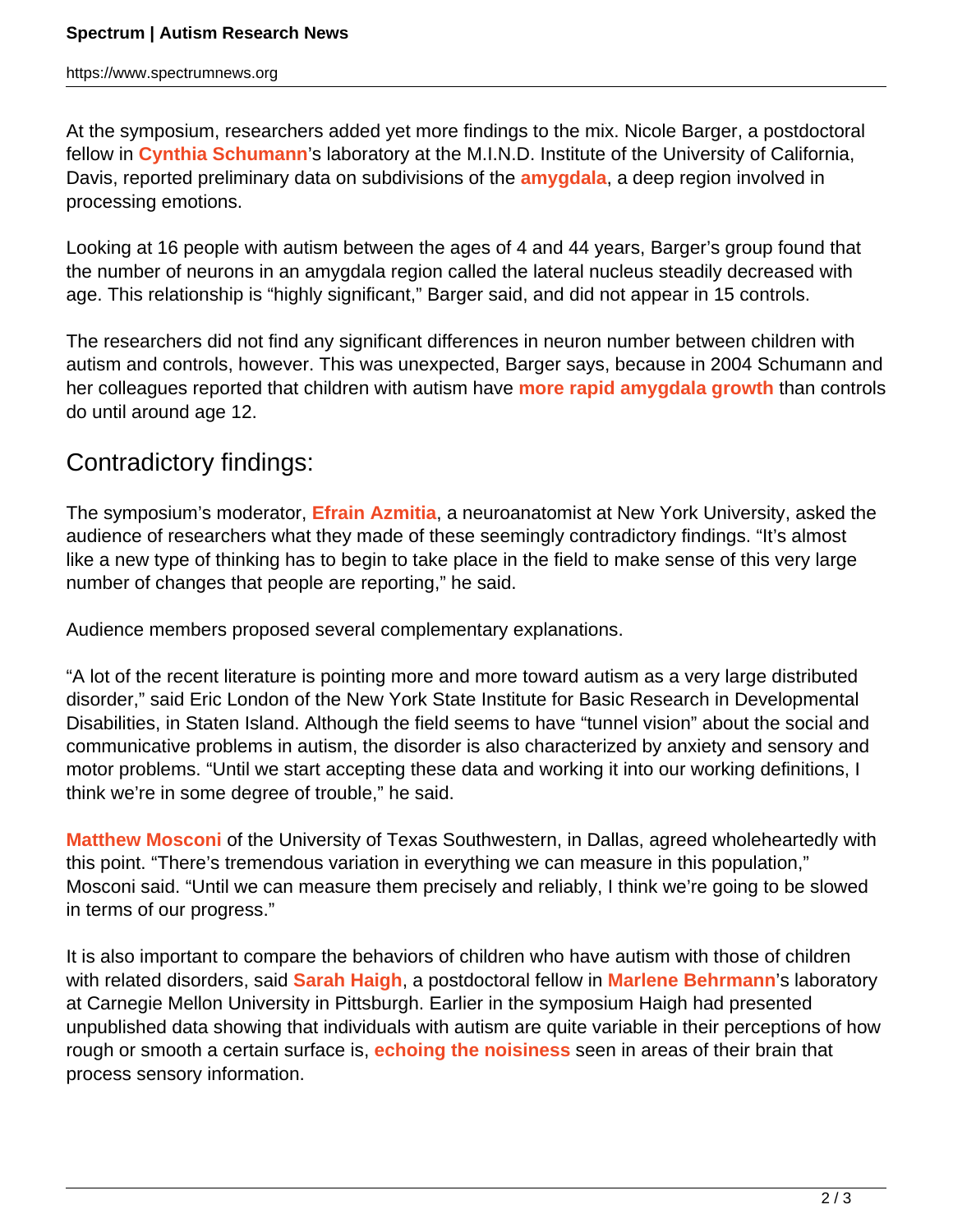At the symposium, researchers added yet more findings to the mix. Nicole Barger, a postdoctoral fellow in **Cynthia Schumann**'s laboratory at the M.I.N.D. Institute of the University of California, Davis, reported preliminary data on subdivisions of the **amygdala**, a deep region involved in processing emotions.

Looking at 16 people with autism between the ages of 4 and 44 years, Barger's group found that the number of neurons in an amygdala region called the lateral nucleus steadily decreased with age. This relationship is "highly significant," Barger said, and did not appear in 15 controls.

The researchers did not find any significant differences in neuron number between children with autism and controls, however. This was unexpected, Barger says, because in 2004 Schumann and her colleagues reported that children with autism have **more rapid amygdala growth** than controls do until around age 12.

## Contradictory findings:

The symposium's moderator, **Efrain Azmitia**, a neuroanatomist at New York University, asked the audience of researchers what they made of these seemingly contradictory findings. "It's almost like a new type of thinking has to begin to take place in the field to make sense of this very large number of changes that people are reporting," he said.

Audience members proposed several complementary explanations.

"A lot of the recent literature is pointing more and more toward autism as a very large distributed disorder," said Eric London of the New York State Institute for Basic Research in Developmental Disabilities, in Staten Island. Although the field seems to have "tunnel vision" about the social and communicative problems in autism, the disorder is also characterized by anxiety and sensory and motor problems. "Until we start accepting these data and working it into our working definitions, I think we're in some degree of trouble," he said.

**Matthew Mosconi** of the University of Texas Southwestern, in Dallas, agreed wholeheartedly with this point. "There's tremendous variation in everything we can measure in this population," Mosconi said. "Until we can measure them precisely and reliably, I think we're going to be slowed in terms of our progress."

It is also important to compare the behaviors of children who have autism with those of children with related disorders, said **Sarah Haigh**, a postdoctoral fellow in **Marlene Behrmann**'s laboratory at Carnegie Mellon University in Pittsburgh. Earlier in the symposium Haigh had presented unpublished data showing that individuals with autism are quite variable in their perceptions of how rough or smooth a certain surface is, **echoing the noisiness** seen in areas of their brain that process sensory information.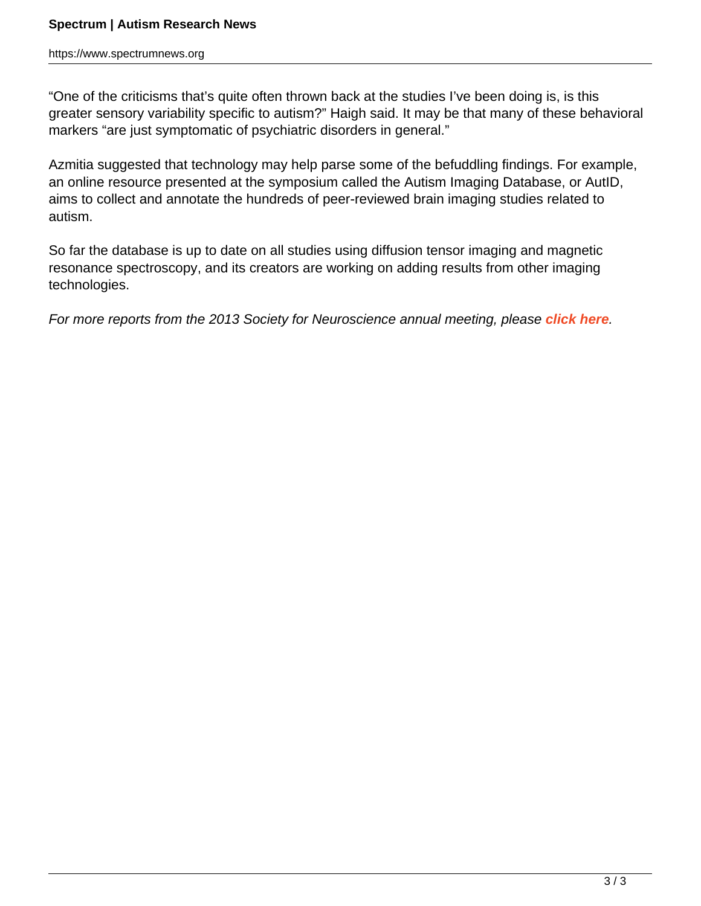"One of the criticisms that's quite often thrown back at the studies I've been doing is, is this greater sensory variability specific to autism?" Haigh said. It may be that many of these behavioral markers "are just symptomatic of psychiatric disorders in general."

Azmitia suggested that technology may help parse some of the befuddling findings. For example, an online resource presented at the symposium called the Autism Imaging Database, or AutID, aims to collect and annotate the hundreds of peer-reviewed brain imaging studies related to autism.

So far the database is up to date on all studies using diffusion tensor imaging and magnetic resonance spectroscopy, and its creators are working on adding results from other imaging technologies.

*For more reports from the 2013 Society for Neuroscience annual meeting, please* ***click here****.*